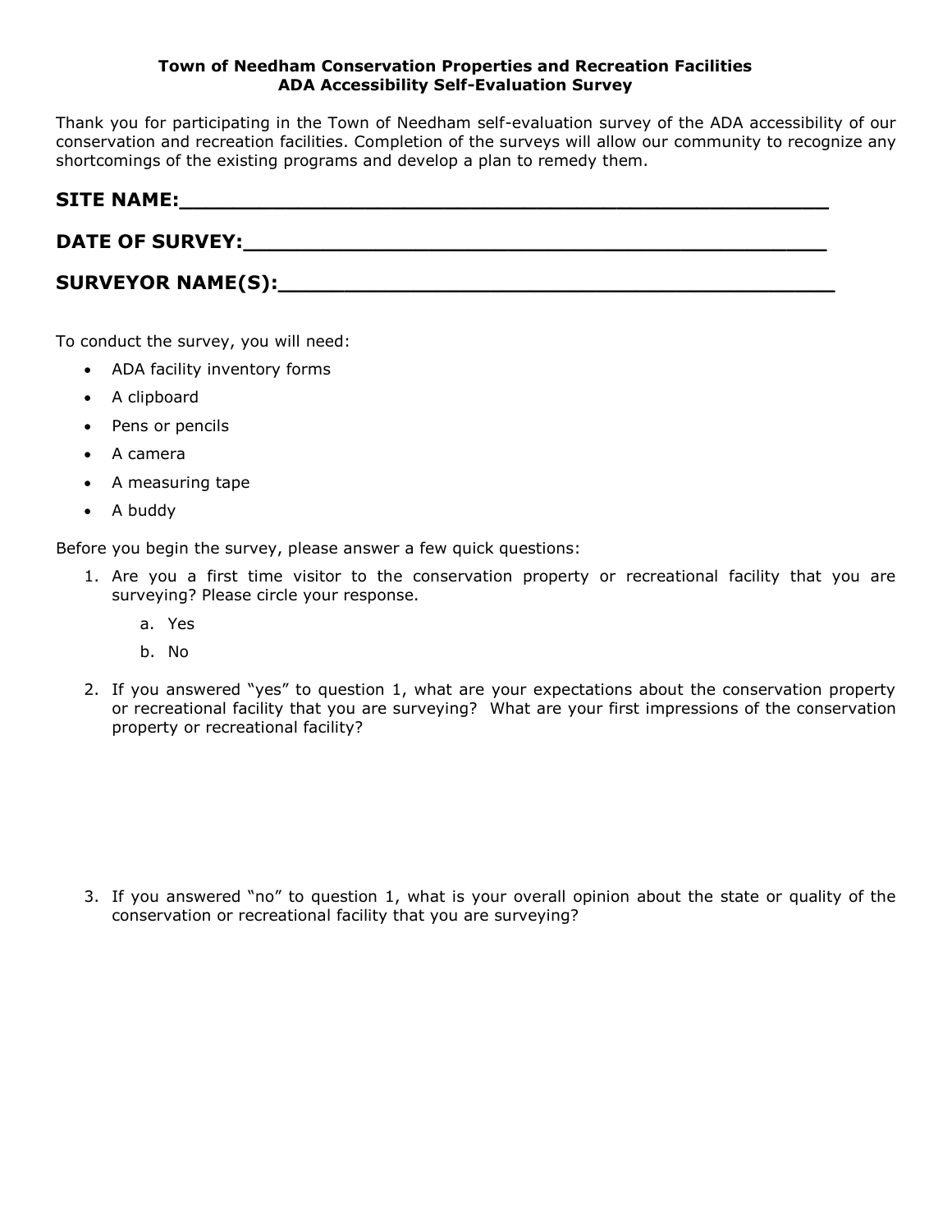**Town of Needham Conservation Properties and Recreation Facilities**
**ADA Accessibility Self-Evaluation Survey**

Thank you for participating in the Town of Needham self-evaluation survey of the ADA accessibility of our conservation and recreation facilities. Completion of the surveys will allow our community to recognize any shortcomings of the existing programs and develop a plan to remedy them.

**SITE NAME:**_______________________________________________

**DATE OF SURVEY:**_________________________________________

**SURVEYOR NAME(S):**_______________________________________

To conduct the survey, you will need:

- ADA facility inventory forms
- A clipboard
- Pens or pencils
- A camera
- A measuring tape
- A buddy

Before you begin the survey, please answer a few quick questions:

1. Are you a first time visitor to the conservation property or recreational facility that you are surveying? Please circle your response.
   a. Yes
   b. No
2. If you answered “yes” to question 1, what are your expectations about the conservation property or recreational facility that you are surveying? What are your first impressions of the conservation property or recreational facility?
3. If you answered “no” to question 1, what is your overall opinion about the state or quality of the conservation or recreational facility that you are surveying?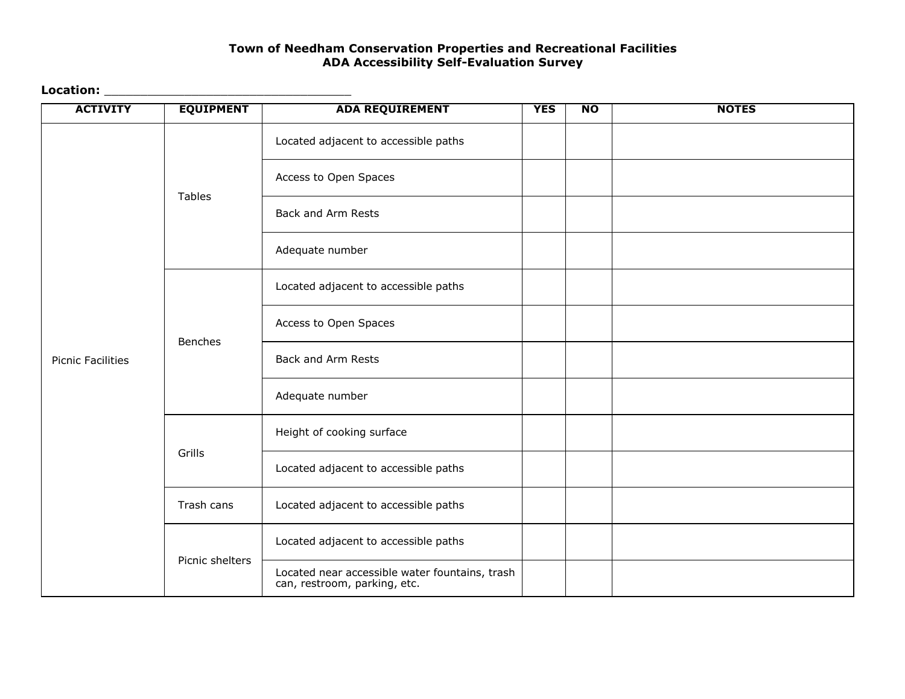**Town of Needham Conservation Properties and Recreational Facilities**
**ADA Accessibility Self-Evaluation Survey**

**Location:** ___________________________________

| ACTIVITY | EQUIPMENT | ADA REQUIREMENT | YES | NO | NOTES |
|---|---|---|---|---|---|
| Picnic Facilities | Tables | Located adjacent to accessible paths | | | |
| | | Access to Open Spaces | | | |
| | | Back and Arm Rests | | | |
| | | Adequate number | | | |
| | Benches | Located adjacent to accessible paths | | | |
| | | Access to Open Spaces | | | |
| | | Back and Arm Rests | | | |
| | | Adequate number | | | |
| | Grills | Height of cooking surface | | | |
| | | Located adjacent to accessible paths | | | |
| | Trash cans | Located adjacent to accessible paths | | | |
| | Picnic shelters | Located adjacent to accessible paths | | | |
| | | Located near accessible water fountains, trash can, restroom, parking, etc. | | | |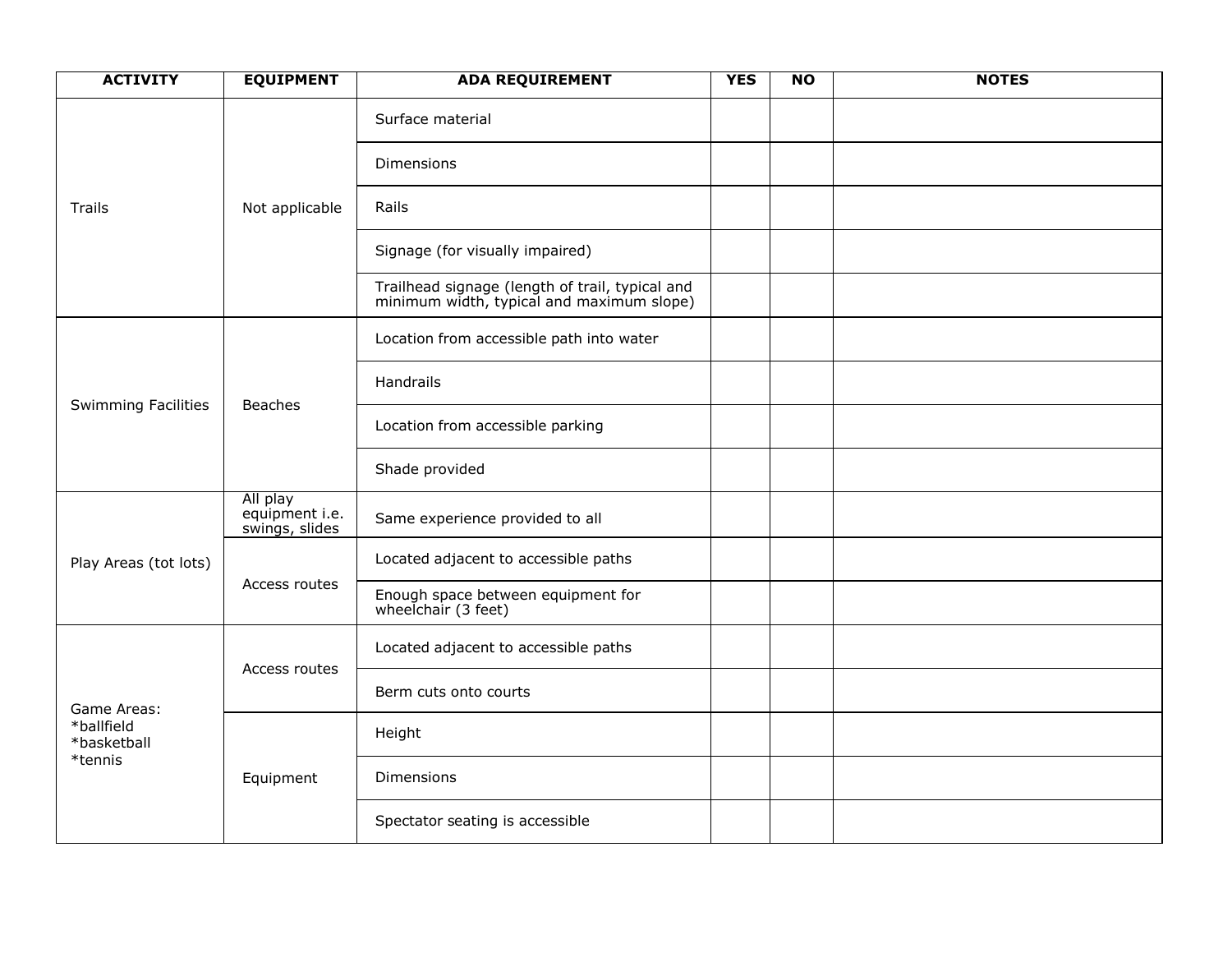| ACTIVITY | EQUIPMENT | ADA REQUIREMENT | YES | NO | NOTES |
|---|---|---|---|---|---|
| Trails | Not applicable | Surface material | | | |
| | | Dimensions | | | |
| | | Rails | | | |
| | | Signage (for visually impaired) | | | |
| | | Trailhead signage (length of trail, typical and minimum width, typical and maximum slope) | | | |
| Swimming Facilities | Beaches | Location from accessible path into water | | | |
| | | Handrails | | | |
| | | Location from accessible parking | | | |
| | | Shade provided | | | |
| Play Areas (tot lots) | All play equipment i.e. swings, slides | Same experience provided to all | | | |
| | Access routes | Located adjacent to accessible paths | | | |
| | | Enough space between equipment for wheelchair (3 feet) | | | |
| Game Areas: *ballfield *basketball *tennis | Access routes | Located adjacent to accessible paths | | | |
| | | Berm cuts onto courts | | | |
| | Equipment | Height | | | |
| | | Dimensions | | | |
| | | Spectator seating is accessible | | | |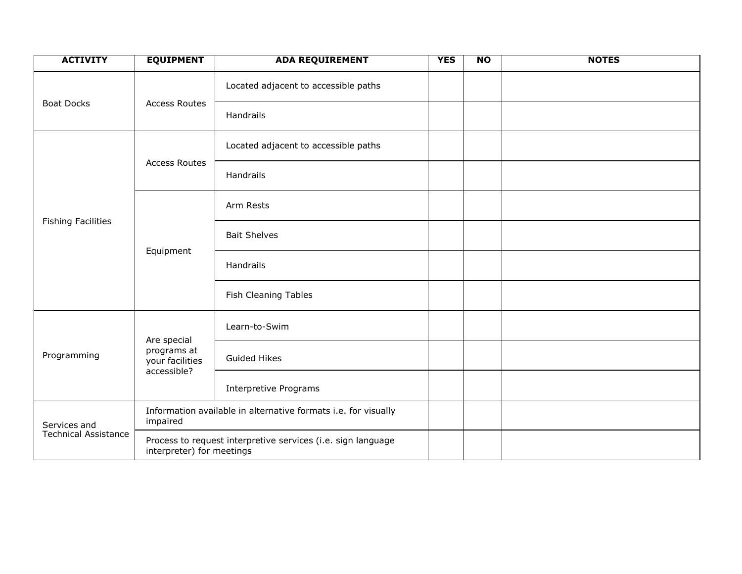| ACTIVITY | EQUIPMENT | ADA REQUIREMENT | YES | NO | NOTES |
|---|---|---|---|---|---|
| Boat Docks | Access Routes | Located adjacent to accessible paths | | | |
| | | Handrails | | | |
| Fishing Facilities | Access Routes | Located adjacent to accessible paths | | | |
| | | Handrails | | | |
| | Equipment | Arm Rests | | | |
| | | Bait Shelves | | | |
| | | Handrails | | | |
| | | Fish Cleaning Tables | | | |
| Programming | Are special programs at your facilities accessible? | Learn-to-Swim | | | |
| | | Guided Hikes | | | |
| | | Interpretive Programs | | | |
| Services and Technical Assistance | Information available in alternative formats i.e. for visually impaired | | | | |
| | Process to request interpretive services (i.e. sign language interpreter) for meetings | | | | |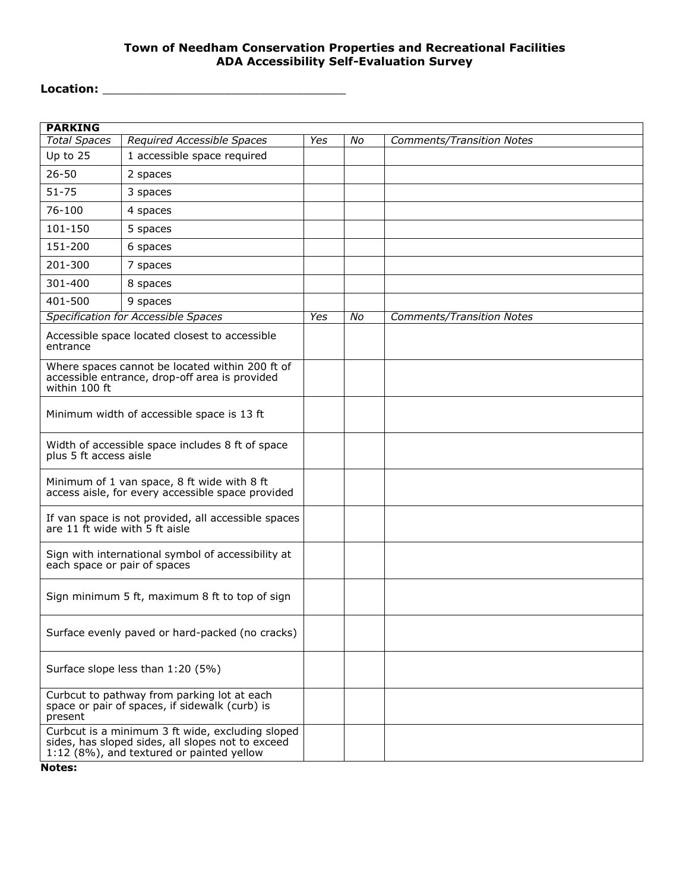**Town of Needham Conservation Properties and Recreational Facilities**
**ADA Accessibility Self-Evaluation Survey**

**Location:** ___________________________________

| **PARKING** | | | | |
|---|---|---|---|---|
| *Total Spaces* | *Required Accessible Spaces* | *Yes* | *No* | *Comments/Transition Notes* |
| Up to 25 | 1 accessible space required | | | |
| 26-50 | 2 spaces | | | |
| 51-75 | 3 spaces | | | |
| 76-100 | 4 spaces | | | |
| 101-150 | 5 spaces | | | |
| 151-200 | 6 spaces | | | |
| 201-300 | 7 spaces | | | |
| 301-400 | 8 spaces | | | |
| 401-500 | 9 spaces | | | |
| *Specification for Accessible Spaces* | | *Yes* | *No* | *Comments/Transition Notes* |
| Accessible space located closest to accessible entrance | | | | |
| Where spaces cannot be located within 200 ft of accessible entrance, drop-off area is provided within 100 ft | | | | |
| Minimum width of accessible space is 13 ft | | | | |
| Width of accessible space includes 8 ft of space plus 5 ft access aisle | | | | |
| Minimum of 1 van space, 8 ft wide with 8 ft access aisle, for every accessible space provided | | | | |
| If van space is not provided, all accessible spaces are 11 ft wide with 5 ft aisle | | | | |
| Sign with international symbol of accessibility at each space or pair of spaces | | | | |
| Sign minimum 5 ft, maximum 8 ft to top of sign | | | | |
| Surface evenly paved or hard-packed (no cracks) | | | | |
| Surface slope less than 1:20 (5%) | | | | |
| Curbcut to pathway from parking lot at each space or pair of spaces, if sidewalk (curb) is present | | | | |
| Curbcut is a minimum 3 ft wide, excluding sloped sides, has sloped sides, all slopes not to exceed 1:12 (8%), and textured or painted yellow | | | | |

**Notes:**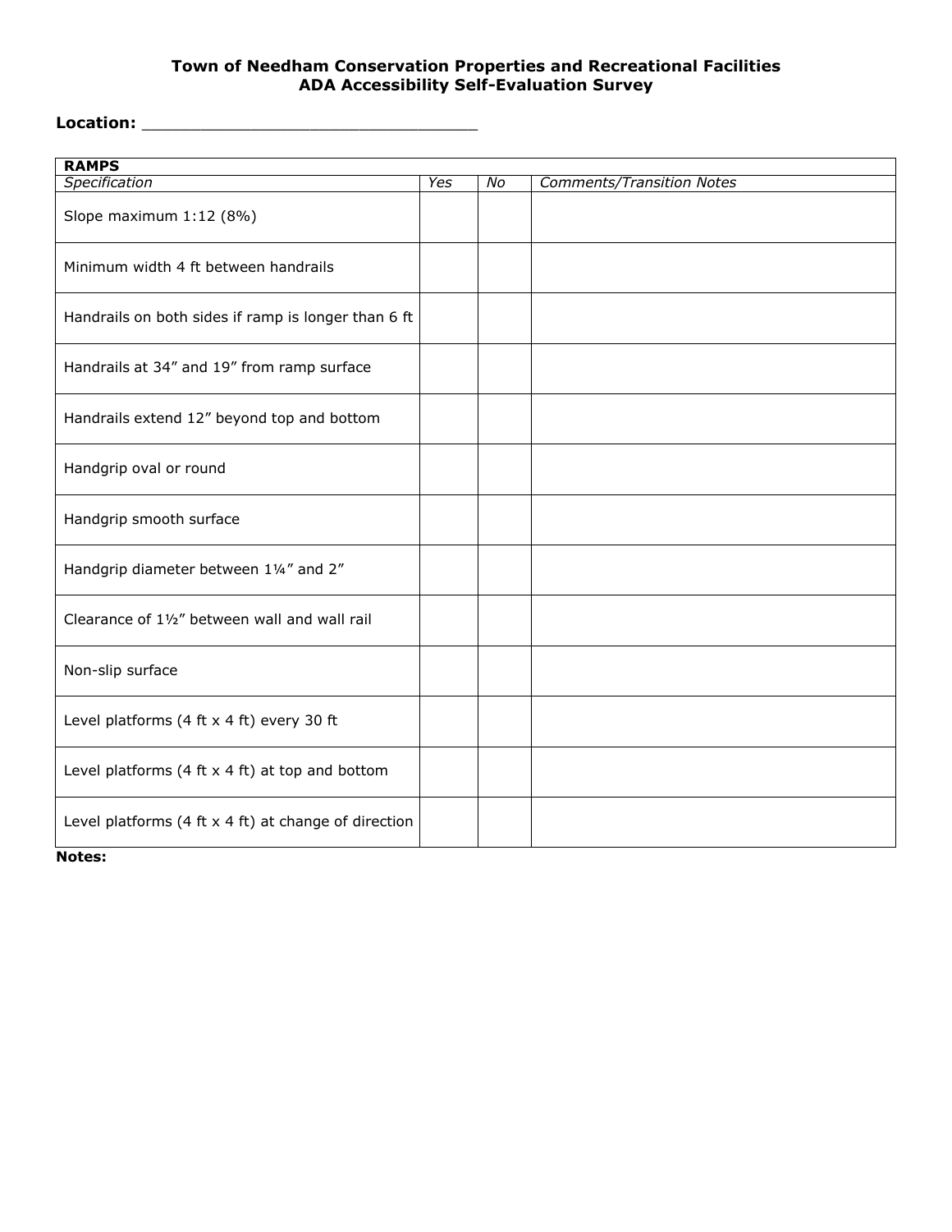**Town of Needham Conservation Properties and Recreational Facilities**
**ADA Accessibility Self-Evaluation Survey**

**Location:** ___________________________________

| **RAMPS** | | | |
|---|---|---|---|
| *Specification* | *Yes* | *No* | *Comments/Transition Notes* |
| Slope maximum 1:12 (8%) | | | |
| Minimum width 4 ft between handrails | | | |
| Handrails on both sides if ramp is longer than 6 ft | | | |
| Handrails at 34” and 19” from ramp surface | | | |
| Handrails extend 12” beyond top and bottom | | | |
| Handgrip oval or round | | | |
| Handgrip smooth surface | | | |
| Handgrip diameter between 1¼” and 2” | | | |
| Clearance of 1½” between wall and wall rail | | | |
| Non-slip surface | | | |
| Level platforms (4 ft x 4 ft) every 30 ft | | | |
| Level platforms (4 ft x 4 ft) at top and bottom | | | |
| Level platforms (4 ft x 4 ft) at change of direction | | | |

**Notes:**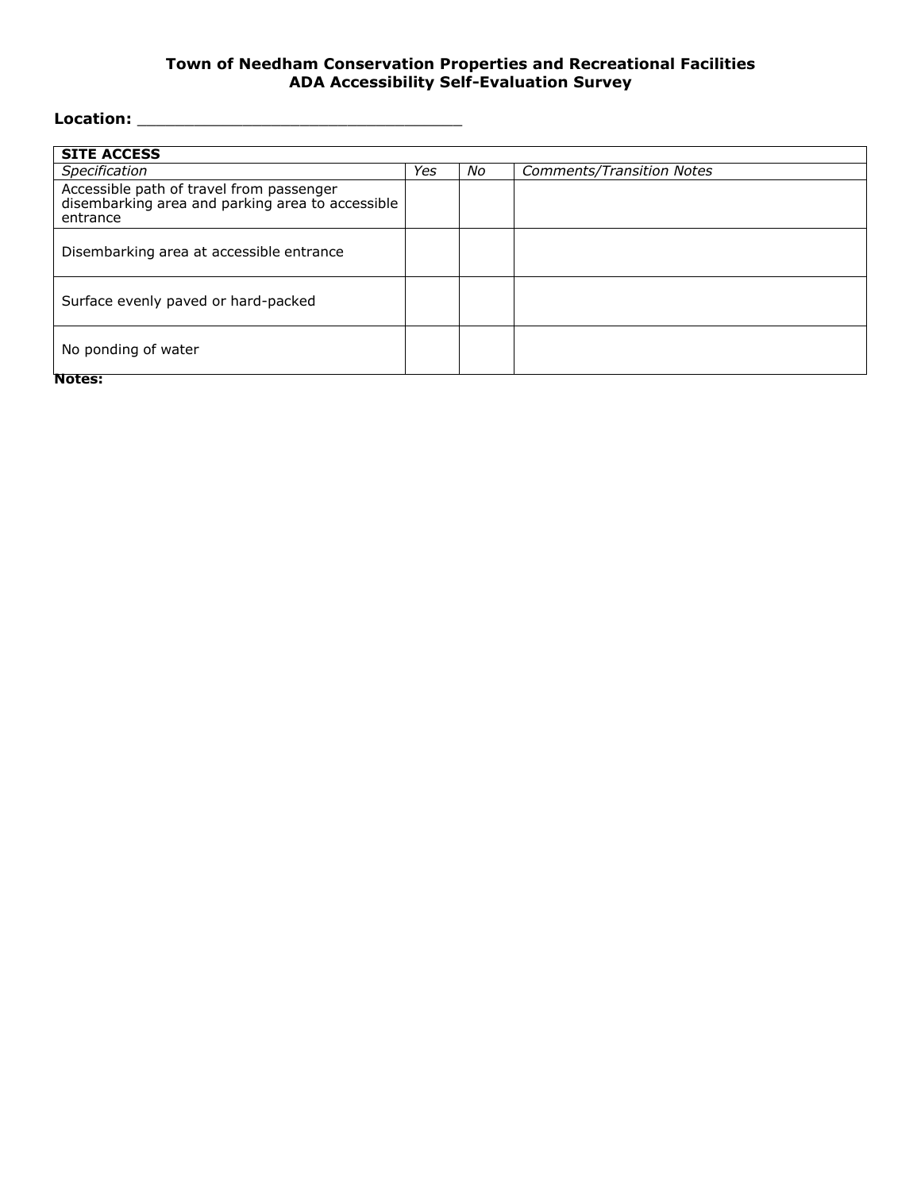**Town of Needham Conservation Properties and Recreational Facilities**
**ADA Accessibility Self-Evaluation Survey**

**Location:** ___________________________________

| **SITE ACCESS** | | | |
|---|---|---|---|
| *Specification* | *Yes* | *No* | *Comments/Transition Notes* |
| Accessible path of travel from passenger disembarking area and parking area to accessible entrance | | | |
| Disembarking area at accessible entrance | | | |
| Surface evenly paved or hard-packed | | | |
| No ponding of water | | | |

**Notes:**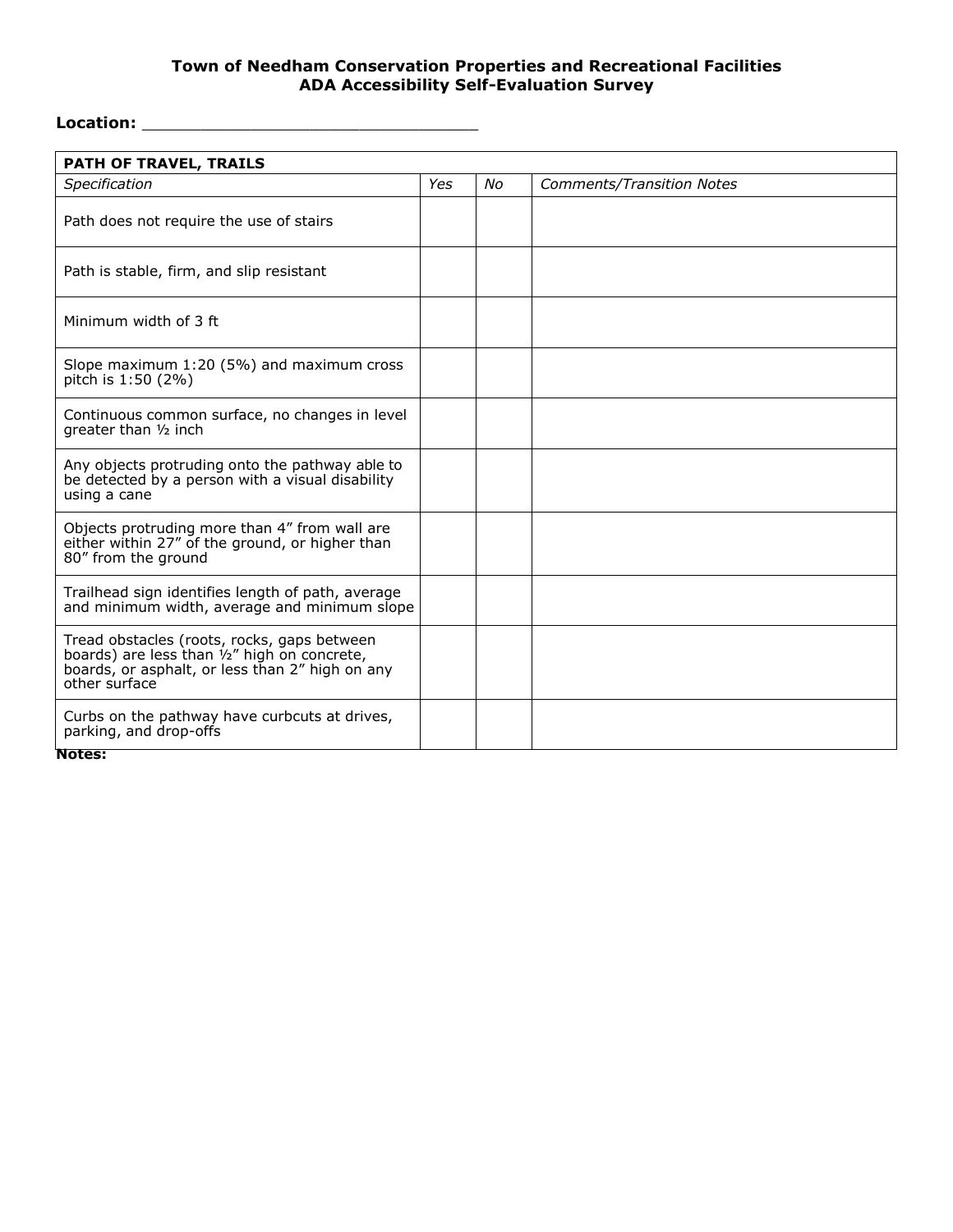**Town of Needham Conservation Properties and Recreational Facilities**
**ADA Accessibility Self-Evaluation Survey**

**Location:** ___________________________________

| **PATH OF TRAVEL, TRAILS** | | | |
|---|---|---|---|
| *Specification* | *Yes* | *No* | *Comments/Transition Notes* |
| Path does not require the use of stairs | | | |
| Path is stable, firm, and slip resistant | | | |
| Minimum width of 3 ft | | | |
| Slope maximum 1:20 (5%) and maximum cross pitch is 1:50 (2%) | | | |
| Continuous common surface, no changes in level greater than ½ inch | | | |
| Any objects protruding onto the pathway able to be detected by a person with a visual disability using a cane | | | |
| Objects protruding more than 4" from wall are either within 27" of the ground, or higher than 80" from the ground | | | |
| Trailhead sign identifies length of path, average and minimum width, average and minimum slope | | | |
| Tread obstacles (roots, rocks, gaps between boards) are less than ½" high on concrete, boards, or asphalt, or less than 2" high on any other surface | | | |
| Curbs on the pathway have curbcuts at drives, parking, and drop-offs | | | |

**Notes:**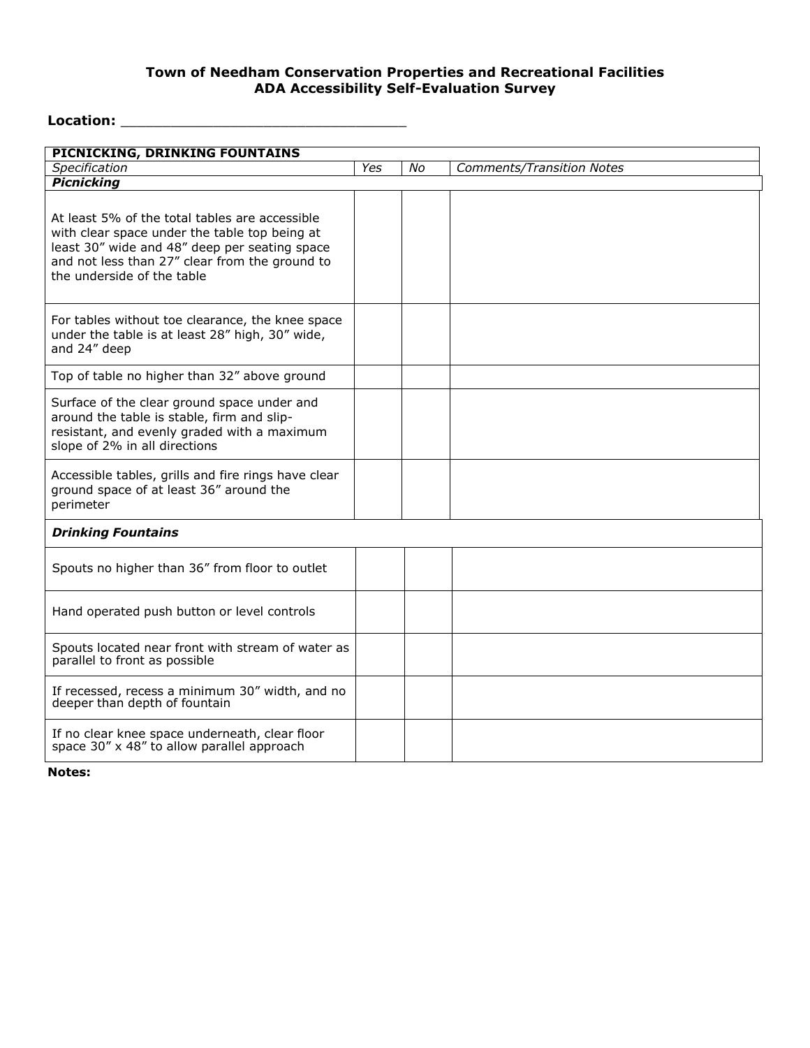**Town of Needham Conservation Properties and Recreational Facilities**
**ADA Accessibility Self-Evaluation Survey**

**Location:** ________________________________

| PICNICKING, DRINKING FOUNTAINS | | | |
|---|---|---|---|
| *Specification* | *Yes* | *No* | *Comments/Transition Notes* |
| ***Picnicking*** | | | |
| At least 5% of the total tables are accessible with clear space under the table top being at least 30” wide and 48” deep per seating space and not less than 27” clear from the ground to the underside of the table | | | |
| For tables without toe clearance, the knee space under the table is at least 28” high, 30” wide, and 24” deep | | | |
| Top of table no higher than 32” above ground | | | |
| Surface of the clear ground space under and around the table is stable, firm and slip-resistant, and evenly graded with a maximum slope of 2% in all directions | | | |
| Accessible tables, grills and fire rings have clear ground space of at least 36” around the perimeter | | | |
| ***Drinking Fountains*** | | | |
| Spouts no higher than 36” from floor to outlet | | | |
| Hand operated push button or level controls | | | |
| Spouts located near front with stream of water as parallel to front as possible | | | |
| If recessed, recess a minimum 30” width, and no deeper than depth of fountain | | | |
| If no clear knee space underneath, clear floor space 30” x 48” to allow parallel approach | | | |

**Notes:**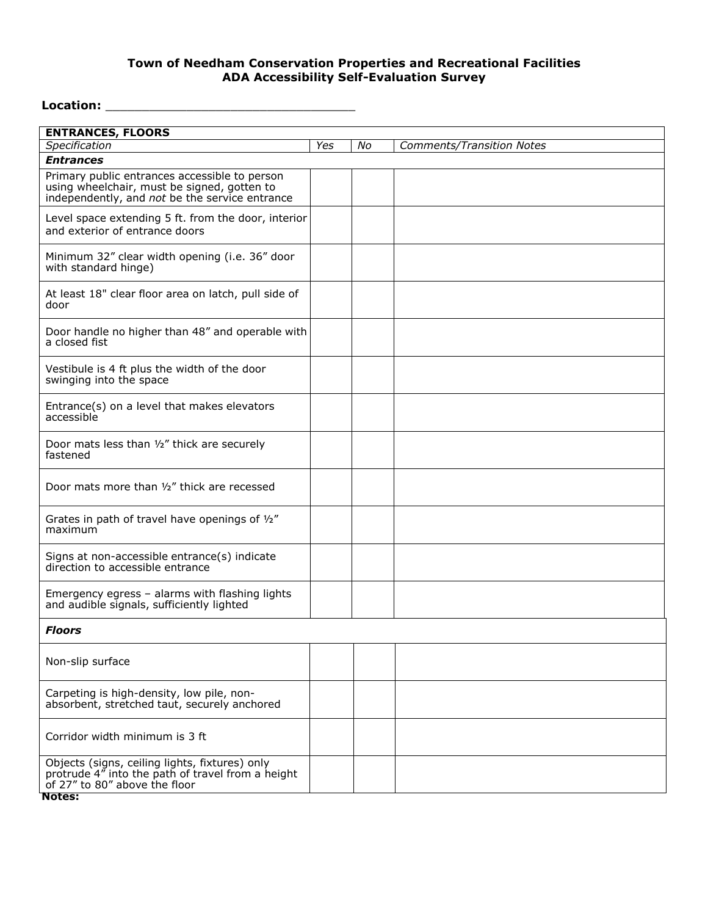**Town of Needham Conservation Properties and Recreational Facilities**
**ADA Accessibility Self-Evaluation Survey**

**Location:** ___________________________________

| **ENTRANCES, FLOORS** | | | |
|---|---|---|---|
| *Specification* | *Yes* | *No* | *Comments/Transition Notes* |
| ***Entrances*** | | | |
| Primary public entrances accessible to person using wheelchair, must be signed, gotten to independently, and *not* be the service entrance | | | |
| Level space extending 5 ft. from the door, interior and exterior of entrance doors | | | |
| Minimum 32" clear width opening (i.e. 36" door with standard hinge) | | | |
| At least 18" clear floor area on latch, pull side of door | | | |
| Door handle no higher than 48" and operable with a closed fist | | | |
| Vestibule is 4 ft plus the width of the door swinging into the space | | | |
| Entrance(s) on a level that makes elevators accessible | | | |
| Door mats less than ½" thick are securely fastened | | | |
| Door mats more than ½" thick are recessed | | | |
| Grates in path of travel have openings of ½" maximum | | | |
| Signs at non-accessible entrance(s) indicate direction to accessible entrance | | | |
| Emergency egress – alarms with flashing lights and audible signals, sufficiently lighted | | | |
| ***Floors*** | | | |
| Non-slip surface | | | |
| Carpeting is high-density, low pile, non-absorbent, stretched taut, securely anchored | | | |
| Corridor width minimum is 3 ft | | | |
| Objects (signs, ceiling lights, fixtures) only protrude 4" into the path of travel from a height of 27" to 80" above the floor | | | |

**Notes:**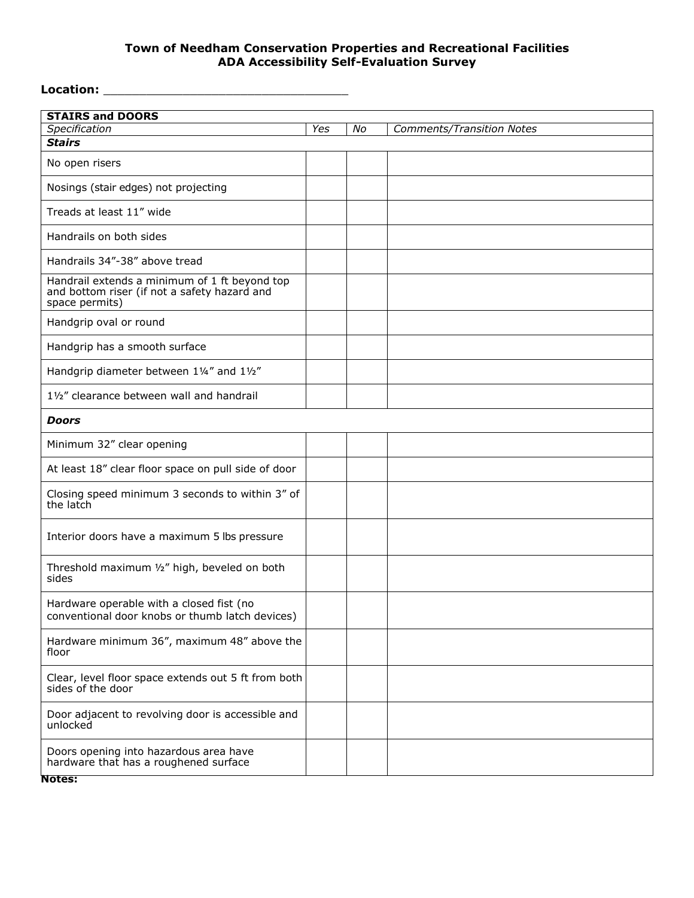**Town of Needham Conservation Properties and Recreational Facilities**
**ADA Accessibility Self-Evaluation Survey**

**Location:** ___________________________________

| **STAIRS and DOORS** | | | |
|---|---|---|---|
| *Specification* | *Yes* | *No* | *Comments/Transition Notes* |
| ***Stairs*** | | | |
| No open risers | | | |
| Nosings (stair edges) not projecting | | | |
| Treads at least 11” wide | | | |
| Handrails on both sides | | | |
| Handrails 34”-38” above tread | | | |
| Handrail extends a minimum of 1 ft beyond top and bottom riser (if not a safety hazard and space permits) | | | |
| Handgrip oval or round | | | |
| Handgrip has a smooth surface | | | |
| Handgrip diameter between 1¼” and 1½” | | | |
| 1½” clearance between wall and handrail | | | |
| ***Doors*** | | | |
| Minimum 32” clear opening | | | |
| At least 18” clear floor space on pull side of door | | | |
| Closing speed minimum 3 seconds to within 3” of the latch | | | |
| Interior doors have a maximum 5 lbs pressure | | | |
| Threshold maximum ½” high, beveled on both sides | | | |
| Hardware operable with a closed fist (no conventional door knobs or thumb latch devices) | | | |
| Hardware minimum 36”, maximum 48” above the floor | | | |
| Clear, level floor space extends out 5 ft from both sides of the door | | | |
| Door adjacent to revolving door is accessible and unlocked | | | |
| Doors opening into hazardous area have hardware that has a roughened surface | | | |

**Notes:**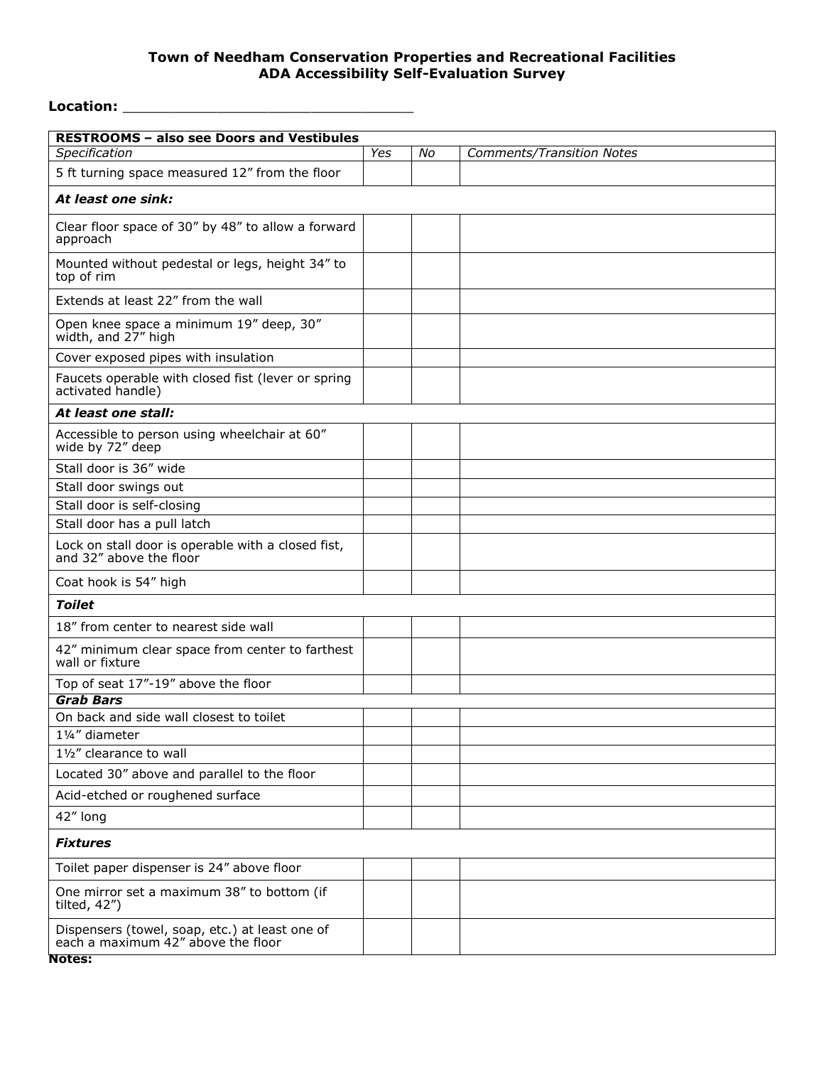**Town of Needham Conservation Properties and Recreational Facilities**
**ADA Accessibility Self-Evaluation Survey**

**Location:** ___________________________________

| **RESTROOMS – also see Doors and Vestibules** | | | |
|---|---|---|---|
| *Specification* | *Yes* | *No* | *Comments/Transition Notes* |
| 5 ft turning space measured 12" from the floor | | | |
| ***At least one sink:*** | | | |
| Clear floor space of 30" by 48" to allow a forward approach | | | |
| Mounted without pedestal or legs, height 34" to top of rim | | | |
| Extends at least 22" from the wall | | | |
| Open knee space a minimum 19" deep, 30" width, and 27" high | | | |
| Cover exposed pipes with insulation | | | |
| Faucets operable with closed fist (lever or spring activated handle) | | | |
| ***At least one stall:*** | | | |
| Accessible to person using wheelchair at 60" wide by 72" deep | | | |
| Stall door is 36" wide | | | |
| Stall door swings out | | | |
| Stall door is self-closing | | | |
| Stall door has a pull latch | | | |
| Lock on stall door is operable with a closed fist, and 32" above the floor | | | |
| Coat hook is 54" high | | | |
| ***Toilet*** | | | |
| 18" from center to nearest side wall | | | |
| 42" minimum clear space from center to farthest wall or fixture | | | |
| Top of seat 17"-19" above the floor | | | |
| ***Grab Bars*** | | | |
| On back and side wall closest to toilet | | | |
| 1¼" diameter | | | |
| 1½" clearance to wall | | | |
| Located 30" above and parallel to the floor | | | |
| Acid-etched or roughened surface | | | |
| 42" long | | | |
| ***Fixtures*** | | | |
| Toilet paper dispenser is 24" above floor | | | |
| One mirror set a maximum 38" to bottom (if tilted, 42") | | | |
| Dispensers (towel, soap, etc.) at least one of each a maximum 42" above the floor | | | |

**Notes:**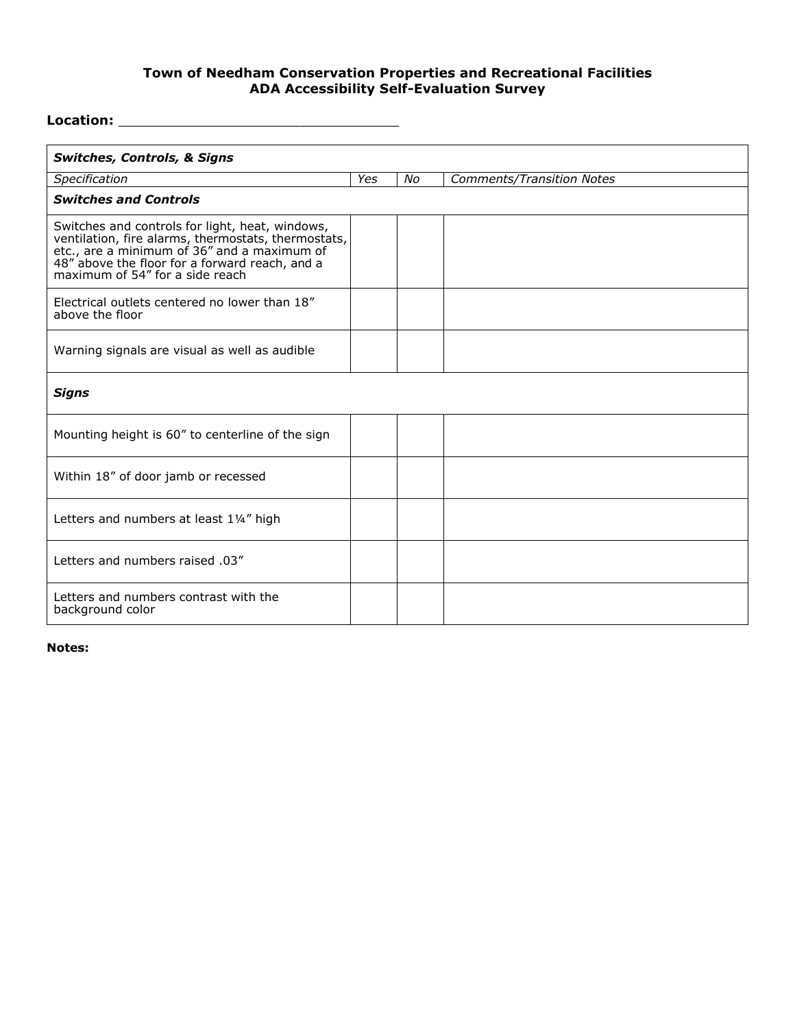**Town of Needham Conservation Properties and Recreational Facilities**
**ADA Accessibility Self-Evaluation Survey**

**Location:** ___________________________________

| ***Switches, Controls, & Signs*** | | | |
|---|---|---|---|
| *Specification* | *Yes* | *No* | *Comments/Transition Notes* |
| ***Switches and Controls*** | | | |
| Switches and controls for light, heat, windows, ventilation, fire alarms, thermostats, thermostats, etc., are a minimum of 36" and a maximum of 48" above the floor for a forward reach, and a maximum of 54" for a side reach | | | |
| Electrical outlets centered no lower than 18" above the floor | | | |
| Warning signals are visual as well as audible | | | |
| ***Signs*** | | | |
| Mounting height is 60" to centerline of the sign | | | |
| Within 18" of door jamb or recessed | | | |
| Letters and numbers at least 1¼" high | | | |
| Letters and numbers raised .03" | | | |
| Letters and numbers contrast with the background color | | | |

**Notes:**